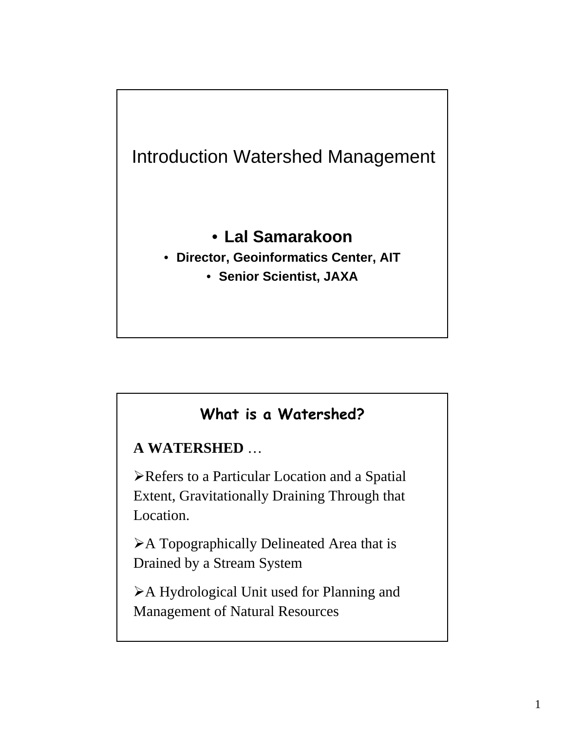# Introduction Watershed Management

- **Lal Samarakoon**
- **Director, Geoinformatics Center, AIT**
- **Senior Scientist, JAXA**

## What is a Watershed?

**A WATERSHED** …

- Refers to a Particular Location and a Spatial Extent, Gravitationally Draining Through that Location.
- A Topographically Delineated Area that is Drained by a Stream System
- A Hydrological Unit used for Planning and Management of Natural Resources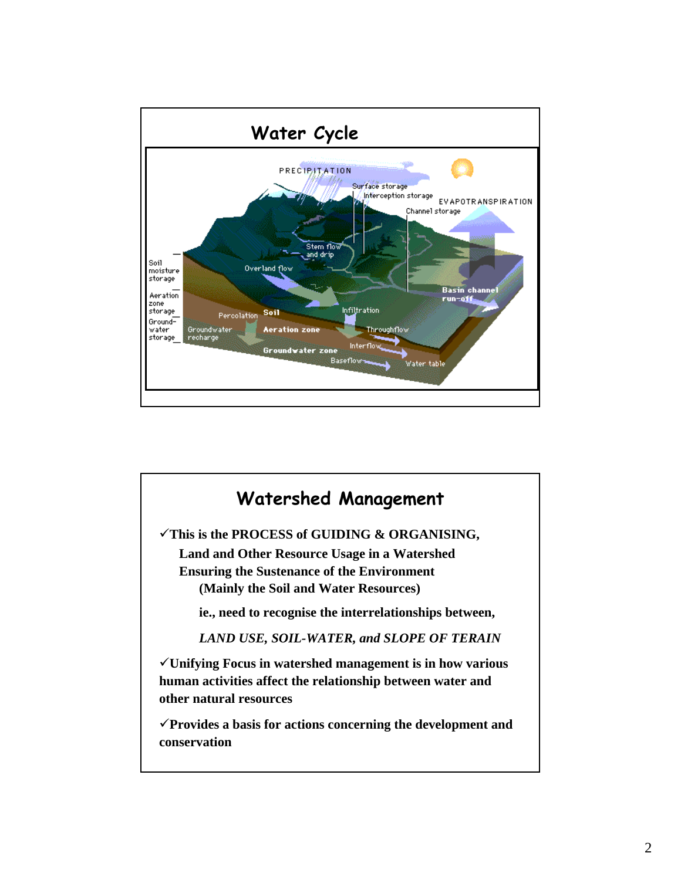## Water Cycle

## Watershed Management

✓This is the PROCESS of GUIDING & ORGANISING, Land and Other Resource Usage in a Watershed Ensuring the Sustenance of the Environment (Mainly the Soil and Water Resources)

ie., need to recognise the interrelationships between,

***LAND USE, SOIL-WATER, and SLOPE OF TERAIN***

✓Unifying Focus in watershed management is in how various human activities affect the relationship between water and other natural resources

✓Provides a basis for actions concerning the development and conservation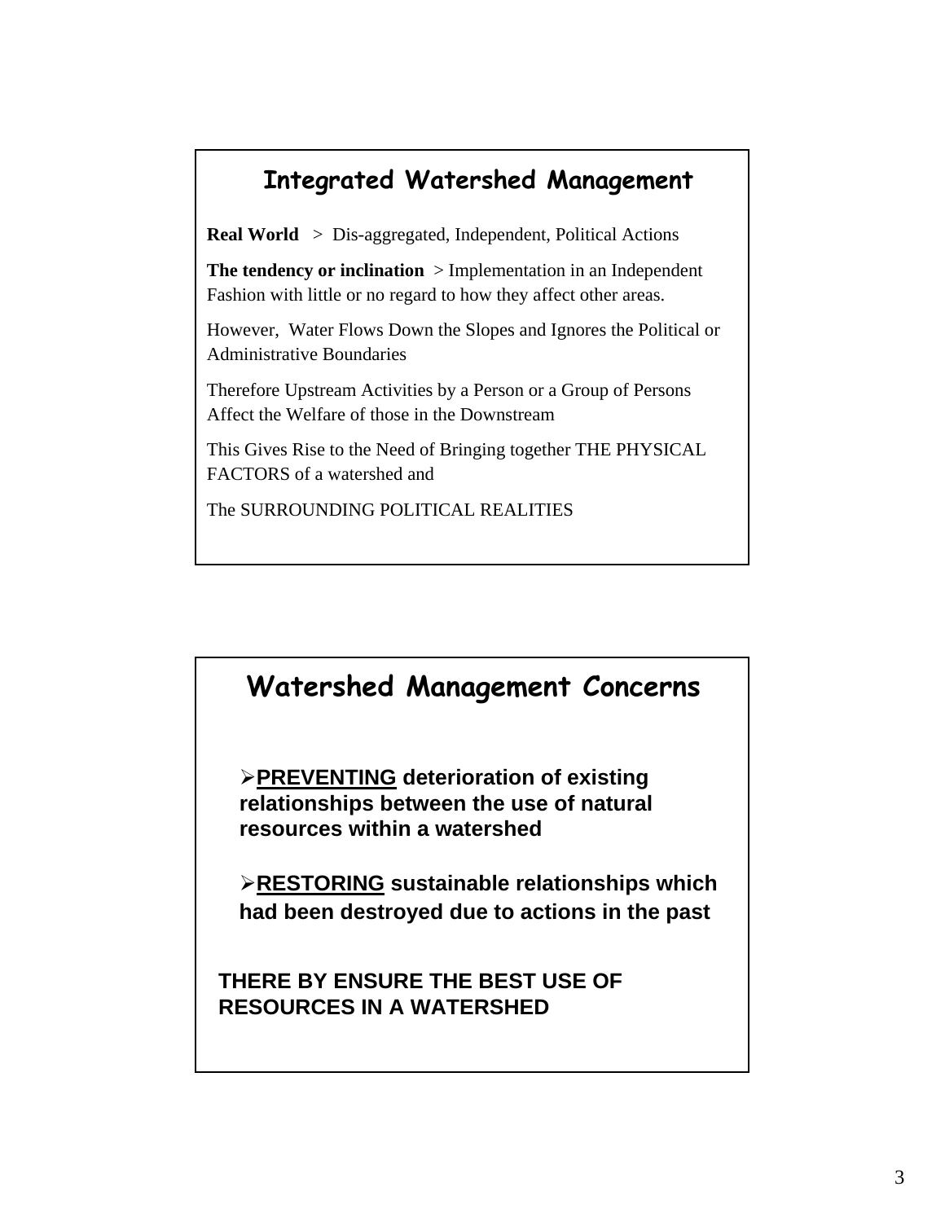## Integrated Watershed Management

**Real World** > Dis-aggregated, Independent, Political Actions

**The tendency or inclination** > Implementation in an Independent Fashion with little or no regard to how they affect other areas.

However, Water Flows Down the Slopes and Ignores the Political or Administrative Boundaries

Therefore Upstream Activities by a Person or a Group of Persons Affect the Welfare of those in the Downstream

This Gives Rise to the Need of Bringing together THE PHYSICAL FACTORS of a watershed and

The SURROUNDING POLITICAL REALITIES

## Watershed Management Concerns

- **PREVENTING deterioration of existing relationships between the use of natural resources within a watershed**
- **RESTORING sustainable relationships which had been destroyed due to actions in the past**

**THERE BY ENSURE THE BEST USE OF RESOURCES IN A WATERSHED**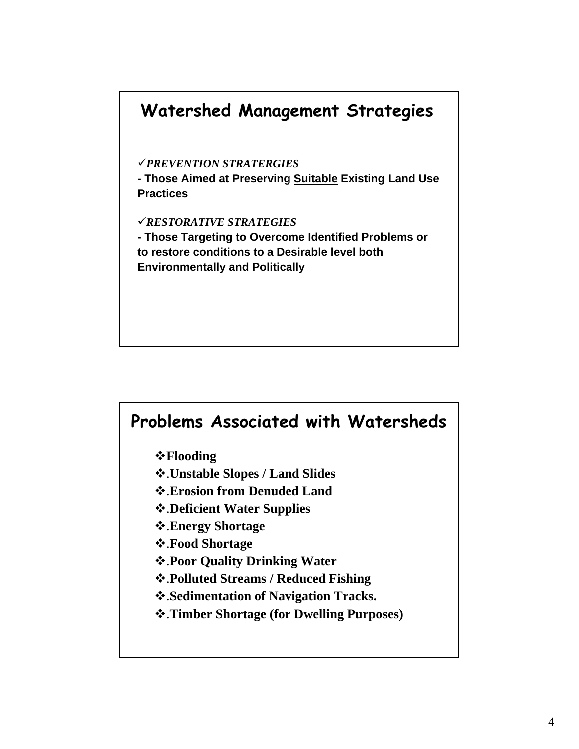## Watershed Management Strategies

✓*PREVENTION STRATERGIES*

**- Those Aimed at Preserving <u>Suitable</u> Existing Land Use Practices**

✓*RESTORATIVE STRATEGIES*

**- Those Targeting to Overcome Identified Problems or to restore conditions to a Desirable level both Environmentally and Politically**

## Problems Associated with Watersheds

- **Flooding**
- .**Unstable Slopes / Land Slides**
- .**Erosion from Denuded Land**
- .**Deficient Water Supplies**
- .**Energy Shortage**
- .**Food Shortage**
- .**Poor Quality Drinking Water**
- .**Polluted Streams / Reduced Fishing**
- .**Sedimentation of Navigation Tracks.**
- .**Timber Shortage (for Dwelling Purposes)**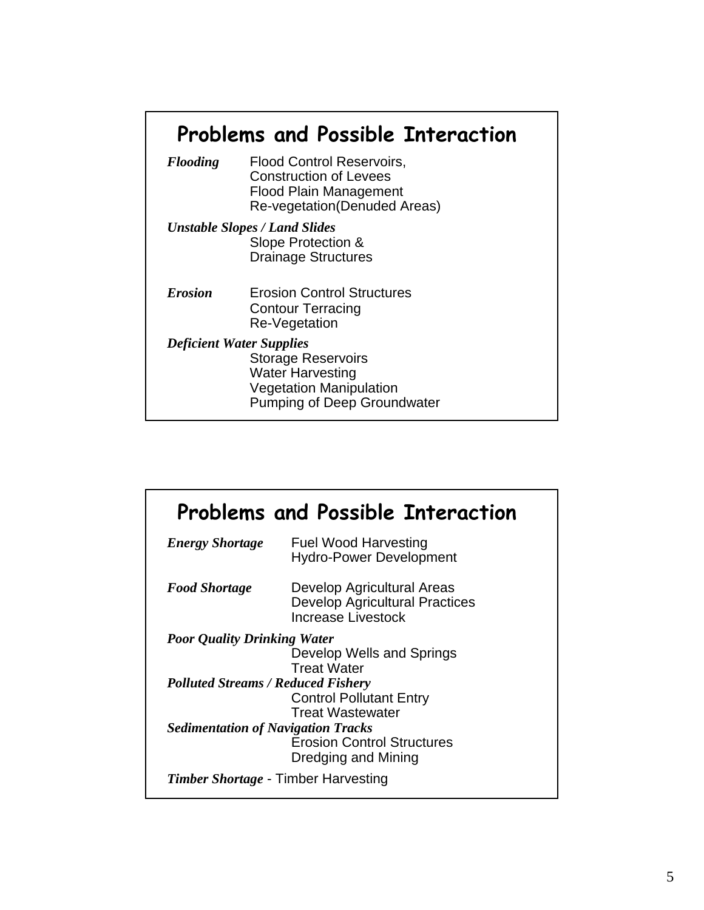## Problems and Possible Interaction

***Flooding***
- Flood Control Reservoirs,
- Construction of Levees
- Flood Plain Management
- Re-vegetation(Denuded Areas)

***Unstable Slopes / Land Slides***
- Slope Protection &
- Drainage Structures

***Erosion***
- Erosion Control Structures
- Contour Terracing
- Re-Vegetation

***Deficient Water Supplies***
- Storage Reservoirs
- Water Harvesting
- Vegetation Manipulation
- Pumping of Deep Groundwater

## Problems and Possible Interaction

***Energy Shortage***
- Fuel Wood Harvesting
- Hydro-Power Development

***Food Shortage***
- Develop Agricultural Areas
- Develop Agricultural Practices
- Increase Livestock

***Poor Quality Drinking Water***
- Develop Wells and Springs
- Treat Water

***Polluted Streams / Reduced Fishery***
- Control Pollutant Entry
- Treat Wastewater

***Sedimentation of Navigation Tracks***
- Erosion Control Structures
- Dredging and Mining

***Timber Shortage*** - Timber Harvesting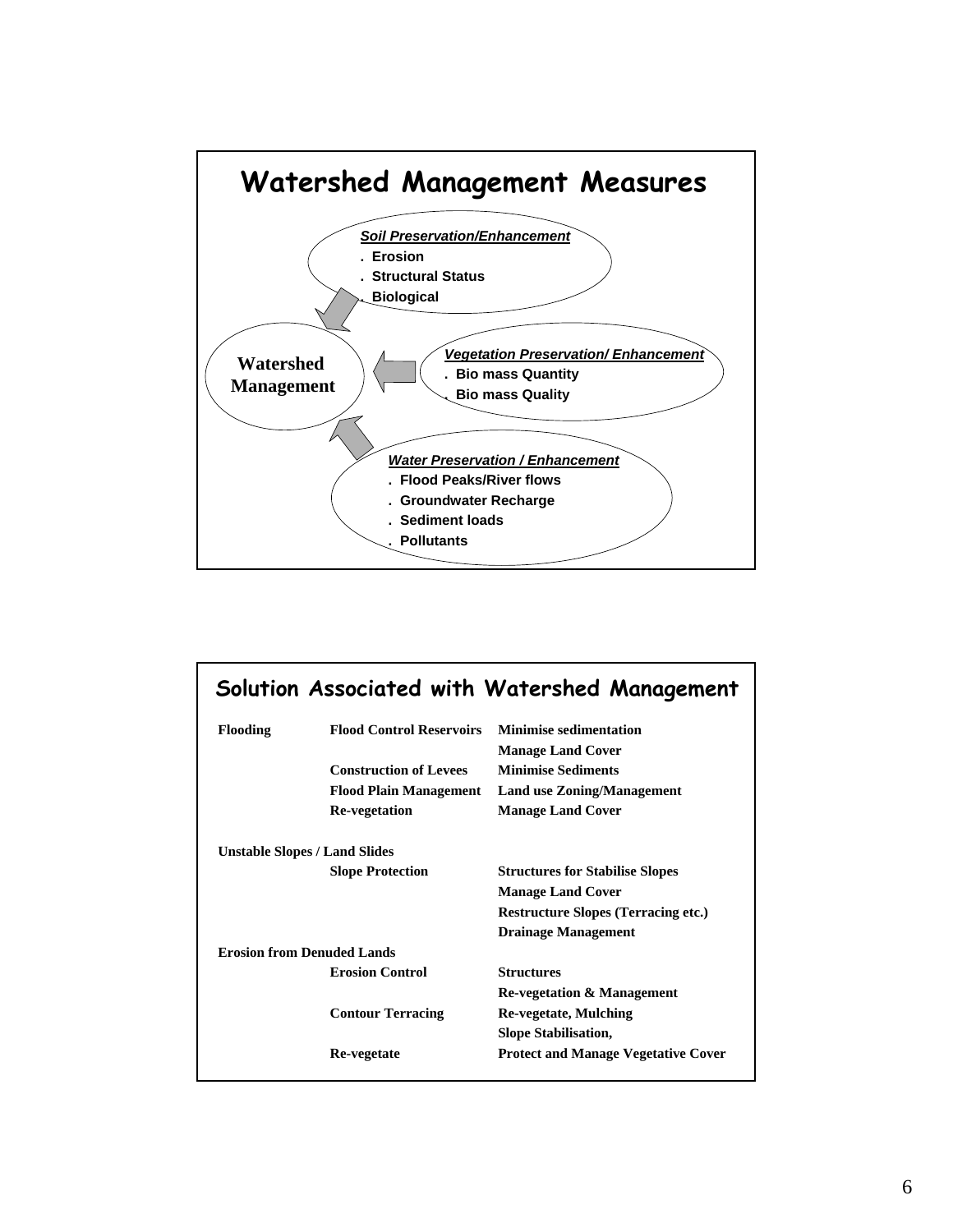## Watershed Management Measures

**Watershed Management**

***Soil Preservation/Enhancement***

- **Erosion**
- **Structural Status**
- **Biological**

***Vegetation Preservation/ Enhancement***

- **Bio mass Quantity**
- **Bio mass Quality**

***Water Preservation / Enhancement***

- **Flood Peaks/River flows**
- **Groundwater Recharge**
- **Sediment loads**
- **Pollutants**

## Solution Associated with Watershed Management

| | | |
|---|---|---|
| **Flooding** | **Flood Control Reservoirs** | **Minimise sedimentation** |
| | | **Manage Land Cover** |
| | **Construction of Levees** | **Minimise Sediments** |
| | **Flood Plain Management** | **Land use Zoning/Management** |
| | **Re-vegetation** | **Manage Land Cover** |
| **Unstable Slopes / Land Slides** | | |
| | **Slope Protection** | **Structures for Stabilise Slopes** |
| | | **Manage Land Cover** |
| | | **Restructure Slopes (Terracing etc.)** |
| | | **Drainage Management** |
| **Erosion from Denuded Lands** | | |
| | **Erosion Control** | **Structures** |
| | | **Re-vegetation & Management** |
| | **Contour Terracing** | **Re-vegetate, Mulching** |
| | | **Slope Stabilisation,** |
| | **Re-vegetate** | **Protect and Manage Vegetative Cover** |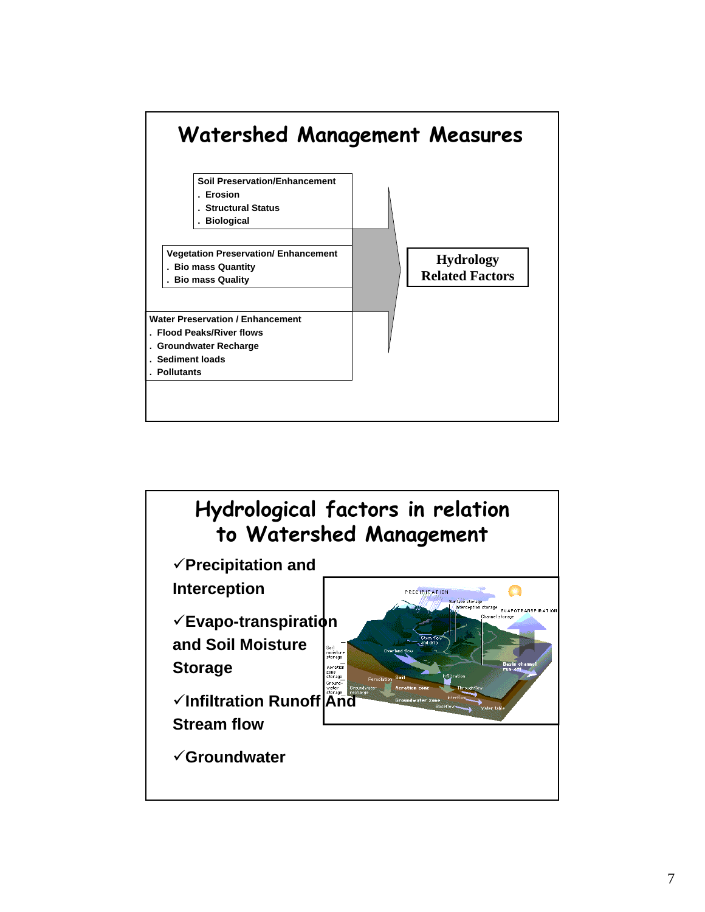## Watershed Management Measures

**Soil Preservation/Enhancement**
- Erosion
- Structural Status
- Biological

**Vegetation Preservation/ Enhancement**
- Bio mass Quantity
- Bio mass Quality

**Water Preservation / Enhancement**
- Flood Peaks/River flows
- Groundwater Recharge
- Sediment loads
- Pollutants

**Hydrology Related Factors**

## Hydrological factors in relation to Watershed Management

- ✓ **Precipitation and Interception**
- ✓ **Evapo-transpiration and Soil Moisture Storage**
- ✓ **Infiltration Runoff And Stream flow**
- ✓ **Groundwater**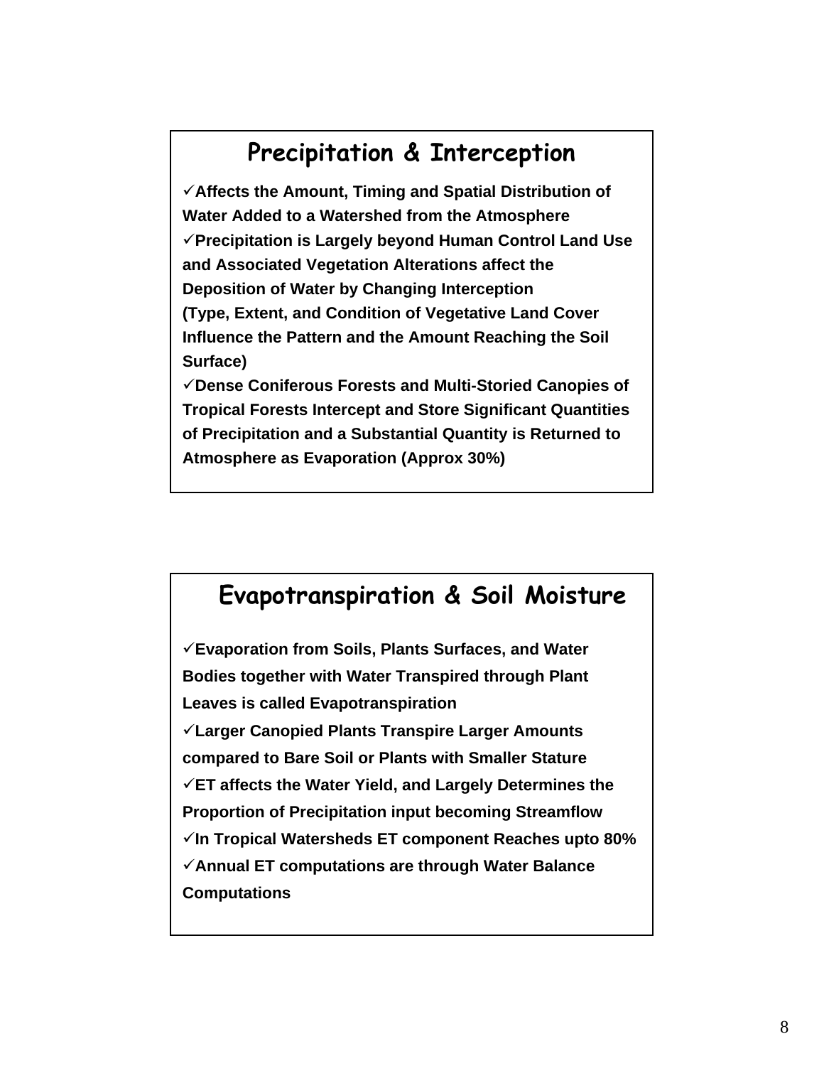## Precipitation & Interception

- ✓**Affects the Amount, Timing and Spatial Distribution of Water Added to a Watershed from the Atmosphere**
- ✓**Precipitation is Largely beyond Human Control Land Use and Associated Vegetation Alterations affect the Deposition of Water by Changing Interception (Type, Extent, and Condition of Vegetative Land Cover Influence the Pattern and the Amount Reaching the Soil Surface)**
- ✓**Dense Coniferous Forests and Multi-Storied Canopies of Tropical Forests Intercept and Store Significant Quantities of Precipitation and a Substantial Quantity is Returned to Atmosphere as Evaporation (Approx 30%)**

## Evapotranspiration & Soil Moisture

- ✓**Evaporation from Soils, Plants Surfaces, and Water Bodies together with Water Transpired through Plant Leaves is called Evapotranspiration**
- ✓**Larger Canopied Plants Transpire Larger Amounts compared to Bare Soil or Plants with Smaller Stature**
- ✓**ET affects the Water Yield, and Largely Determines the Proportion of Precipitation input becoming Streamflow**
- ✓**In Tropical Watersheds ET component Reaches upto 80%**
- ✓**Annual ET computations are through Water Balance Computations**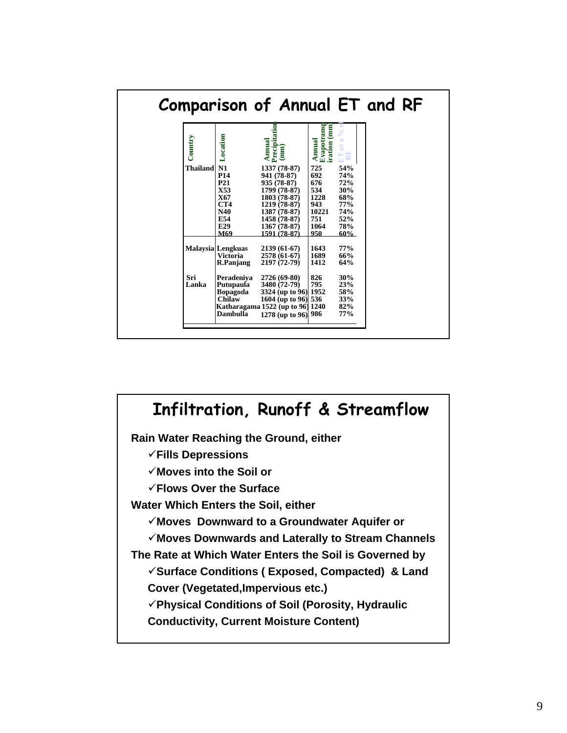## Comparison of Annual ET and RF

| Country | Location | Annual Precipitation (mm) | Annual Evapotranspiration (mm) | ET as a % of RF |
|---|---|---|---|---|
| Thailand | N1 | 1337 (78-87) | 725 | 54% |
| | P14 | 941 (78-87) | 692 | 74% |
| | P21 | 935 (78-87) | 676 | 72% |
| | X53 | 1799 (78-87) | 534 | 30% |
| | X67 | 1803 (78-87) | 1228 | 68% |
| | CT4 | 1219 (78-87) | 943 | 77% |
| | N40 | 1387 (78-87) | 10221 | 74% |
| | E54 | 1458 (78-87) | 751 | 52% |
| | E29 | 1367 (78-87) | 1064 | 78% |
| | M69 | 1591 (78-87) | 950 | 60% |
| Malaysia | Lengkuas | 2139 (61-67) | 1643 | 77% |
| | Victoria | 2578 (61-67) | 1689 | 66% |
| | R.Panjang | 2197 (72-79) | 1412 | 64% |
| Sri Lanka | Peradeniya | 2726 (69-80) | 826 | 30% |
| | Putupaula | 3480 (72-79) | 795 | 23% |
| | Bopagoda | 3324 (up to 96) | 1952 | 58% |
| | Chilaw | 1604 (up to 96) | 536 | 33% |
| | Katharagama | 1522 (up to 96) | 1240 | 82% |
| | Dambulla | 1278 (up to 96) | 986 | 77% |

## Infiltration, Runoff & Streamflow

**Rain Water Reaching the Ground, either**

- ✓**Fills Depressions**
- ✓**Moves into the Soil or**
- ✓**Flows Over the Surface**

**Water Which Enters the Soil, either**

- ✓**Moves Downward to a Groundwater Aquifer or**
- ✓**Moves Downwards and Laterally to Stream Channels**

**The Rate at Which Water Enters the Soil is Governed by**

- ✓**Surface Conditions ( Exposed, Compacted) & Land Cover (Vegetated,Impervious etc.)**
- ✓**Physical Conditions of Soil (Porosity, Hydraulic Conductivity, Current Moisture Content)**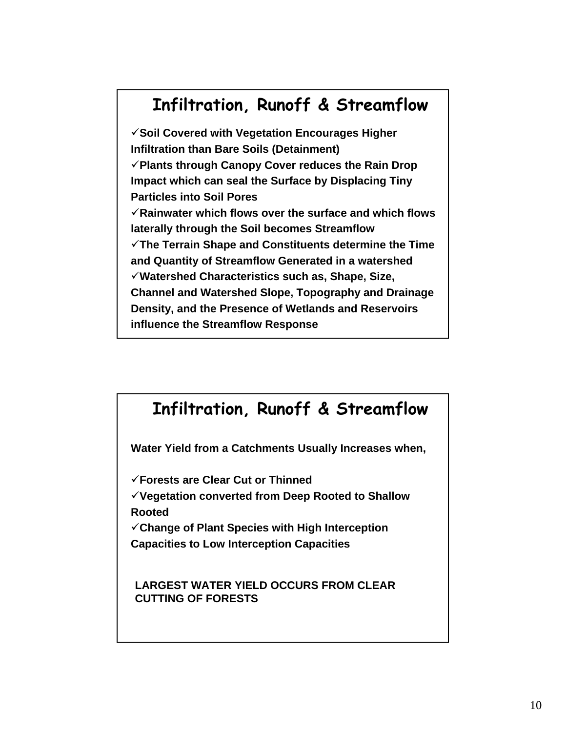## Infiltration, Runoff & Streamflow

- ✓**Soil Covered with Vegetation Encourages Higher Infiltration than Bare Soils (Detainment)**
- ✓**Plants through Canopy Cover reduces the Rain Drop Impact which can seal the Surface by Displacing Tiny Particles into Soil Pores**
- ✓**Rainwater which flows over the surface and which flows laterally through the Soil becomes Streamflow**
- ✓**The Terrain Shape and Constituents determine the Time and Quantity of Streamflow Generated in a watershed**
- ✓**Watershed Characteristics such as, Shape, Size, Channel and Watershed Slope, Topography and Drainage Density, and the Presence of Wetlands and Reservoirs influence the Streamflow Response**

## Infiltration, Runoff & Streamflow

**Water Yield from a Catchments Usually Increases when,**

- ✓**Forests are Clear Cut or Thinned**
- ✓**Vegetation converted from Deep Rooted to Shallow Rooted**
- ✓**Change of Plant Species with High Interception Capacities to Low Interception Capacities**

**LARGEST WATER YIELD OCCURS FROM CLEAR CUTTING OF FORESTS**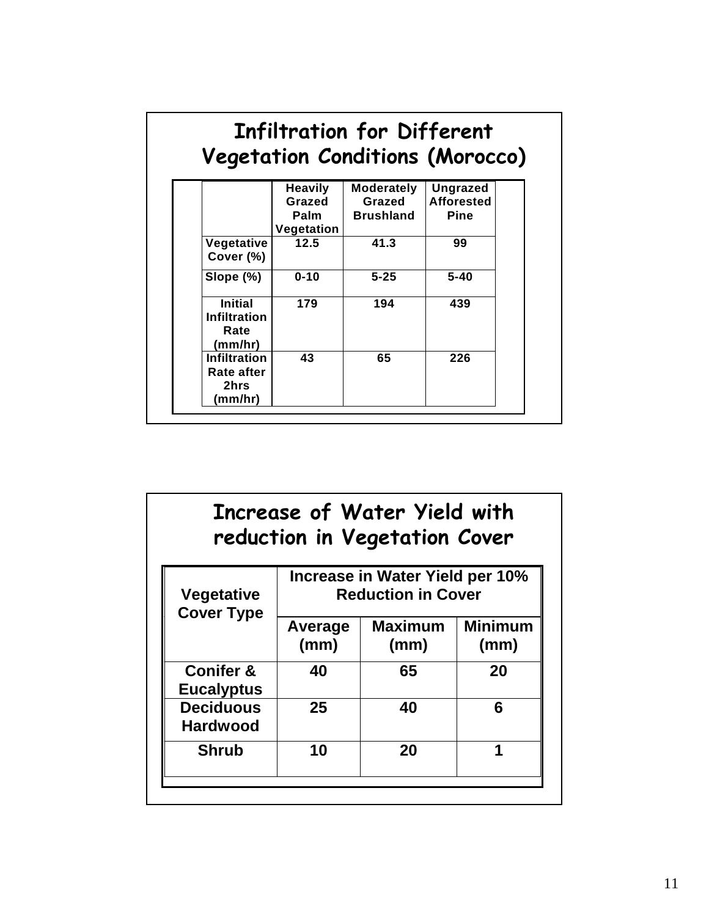## Infiltration for Different Vegetation Conditions (Morocco)

| | Heavily Grazed Palm Vegetation | Moderately Grazed Brushland | Ungrazed Afforested Pine |
|---|---|---|---|
| Vegetative Cover (%) | 12.5 | 41.3 | 99 |
| Slope (%) | 0-10 | 5-25 | 5-40 |
| Initial Infiltration Rate (mm/hr) | 179 | 194 | 439 |
| Infiltration Rate after 2hrs (mm/hr) | 43 | 65 | 226 |

## Increase of Water Yield with reduction in Vegetation Cover

| Vegetative Cover Type | Increase in Water Yield per 10% Reduction in Cover | | |
|---|---|---|---|
| | Average (mm) | Maximum (mm) | Minimum (mm) |
| Conifer & Eucalyptus | 40 | 65 | 20 |
| Deciduous Hardwood | 25 | 40 | 6 |
| Shrub | 10 | 20 | 1 |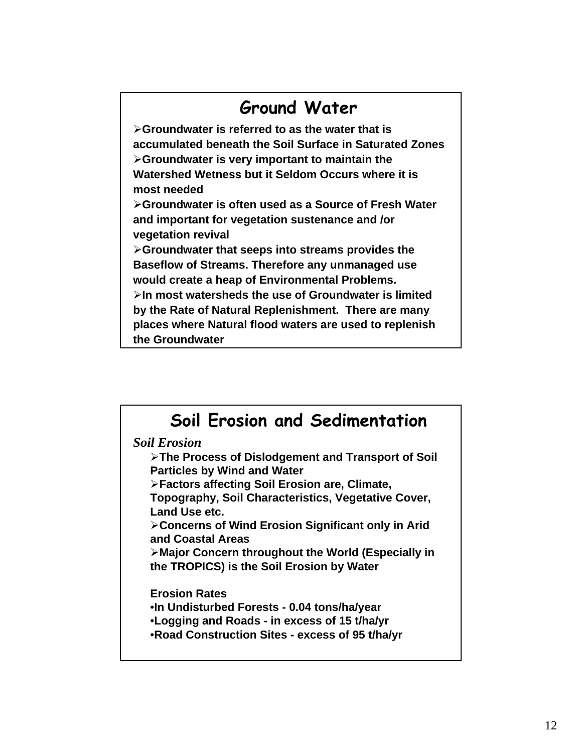## Ground Water

- **Groundwater is referred to as the water that is accumulated beneath the Soil Surface in Saturated Zones**
- **Groundwater is very important to maintain the Watershed Wetness but it Seldom Occurs where it is most needed**
- **Groundwater is often used as a Source of Fresh Water and important for vegetation sustenance and /or vegetation revival**
- **Groundwater that seeps into streams provides the Baseflow of Streams. Therefore any unmanaged use would create a heap of Environmental Problems.**
- **In most watersheds the use of Groundwater is limited by the Rate of Natural Replenishment. There are many places where Natural flood waters are used to replenish the Groundwater**

## Soil Erosion and Sedimentation

***Soil Erosion***

- **The Process of Dislodgement and Transport of Soil Particles by Wind and Water**
- **Factors affecting Soil Erosion are, Climate, Topography, Soil Characteristics, Vegetative Cover, Land Use etc.**
- **Concerns of Wind Erosion Significant only in Arid and Coastal Areas**
- **Major Concern throughout the World (Especially in the TROPICS) is the Soil Erosion by Water**

**Erosion Rates**

- **In Undisturbed Forests - 0.04 tons/ha/year**
- **Logging and Roads - in excess of 15 t/ha/yr**
- **Road Construction Sites - excess of 95 t/ha/yr**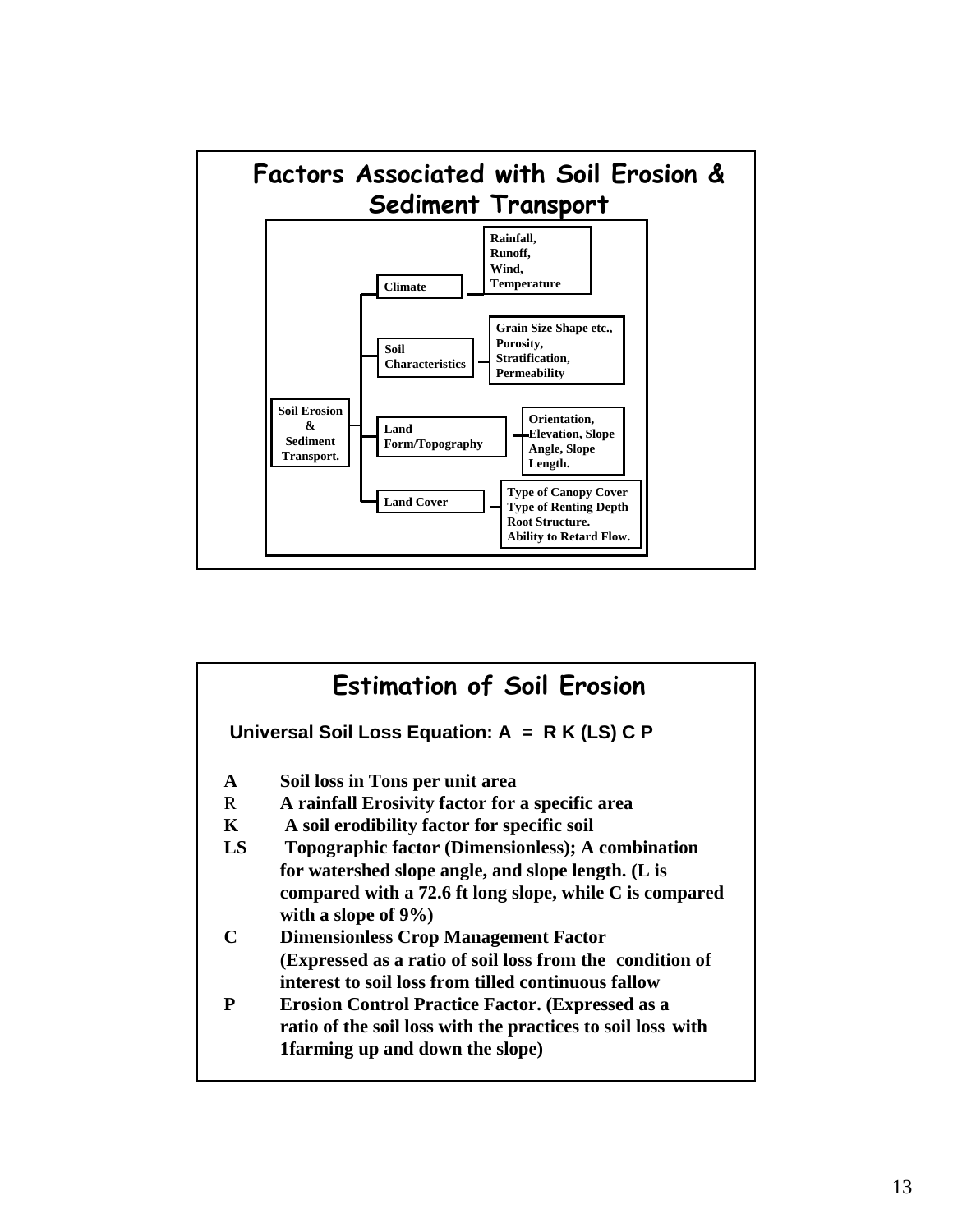## Factors Associated with Soil Erosion & Sediment Transport

**Soil Erosion & Sediment Transport.**

- **Climate**
  - Rainfall, Runoff, Wind, Temperature
- **Soil Characteristics**
  - Grain Size Shape etc., Porosity, Stratification, Permeability
- **Land Form/Topography**
  - Orientation, Elevation, Slope Angle, Slope Length.
- **Land Cover**
  - Type of Canopy Cover, Type of Renting Depth, Root Structure. Ability to Retard Flow.

## Estimation of Soil Erosion

**Universal Soil Loss Equation: A = R K (LS) C P**

| | |
|---|---|
| **A** | **Soil loss in Tons per unit area** |
| R | **A rainfall Erosivity factor for a specific area** |
| **K** | **A soil erodibility factor for specific soil** |
| **LS** | **Topographic factor (Dimensionless); A combination for watershed slope angle, and slope length. (L is compared with a 72.6 ft long slope, while C is compared with a slope of 9%)** |
| **C** | **Dimensionless Crop Management Factor (Expressed as a ratio of soil loss from the condition of interest to soil loss from tilled continuous fallow** |
| **P** | **Erosion Control Practice Factor. (Expressed as a ratio of the soil loss with the practices to soil loss with 1farming up and down the slope)** |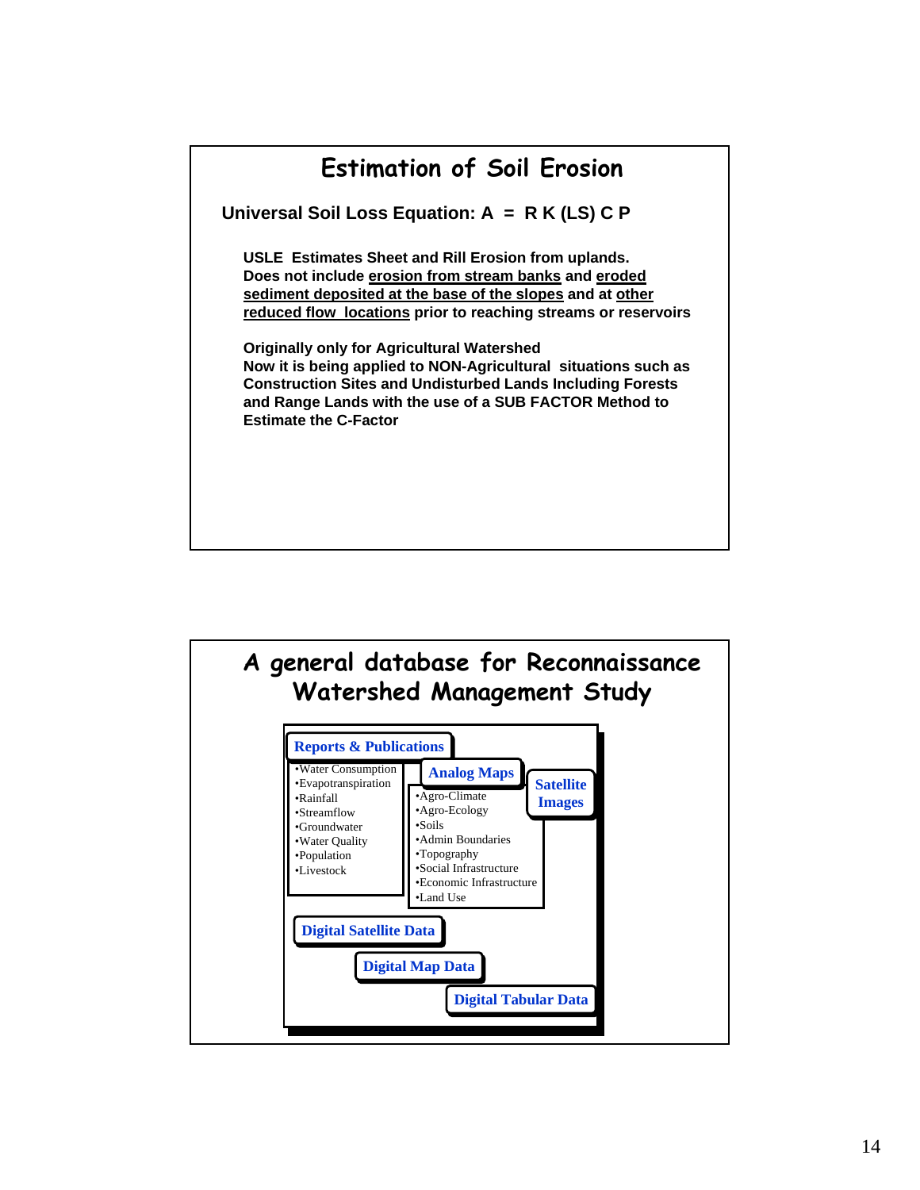## Estimation of Soil Erosion

**Universal Soil Loss Equation: A = R K (LS) C P**

**USLE Estimates Sheet and Rill Erosion from uplands. Does not include <u>erosion from stream banks</u> and <u>eroded sediment deposited at the base of the slopes</u> and at <u>other reduced flow locations</u> prior to reaching streams or reservoirs**

**Originally only for Agricultural Watershed**
**Now it is being applied to NON-Agricultural situations such as Construction Sites and Undisturbed Lands Including Forests and Range Lands with the use of a SUB FACTOR Method to Estimate the C-Factor**

## A general database for Reconnaissance Watershed Management Study

**Reports & Publications**

- Water Consumption
- Evapotranspiration
- Rainfall
- Streamflow
- Groundwater
- Water Quality
- Population
- Livestock

**Analog Maps**

- Agro-Climate
- Agro-Ecology
- Soils
- Admin Boundaries
- Topography
- Social Infrastructure
- Economic Infrastructure
- Land Use

**Satellite Images**

**Digital Satellite Data**

**Digital Map Data**

**Digital Tabular Data**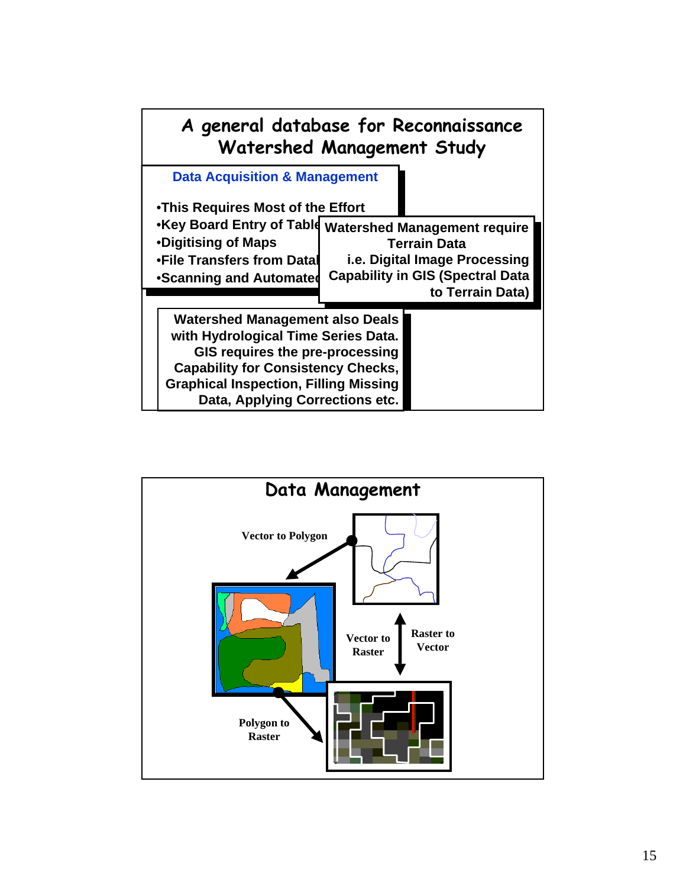# A general database for Reconnaissance Watershed Management Study

## Data Acquisition & Management

- This Requires Most of the Effort
- Key Board Entry of Table
- Digitising of Maps
- File Transfers from Data
- Scanning and Automated

Watershed Management require Terrain Data i.e. Digital Image Processing Capability in GIS (Spectral Data to Terrain Data)

Watershed Management also Deals with Hydrological Time Series Data. GIS requires the pre-processing Capability for Consistency Checks, Graphical Inspection, Filling Missing Data, Applying Corrections etc.

# Data Management

Vector to Polygon

Vector to Raster

Raster to Vector

Polygon to Raster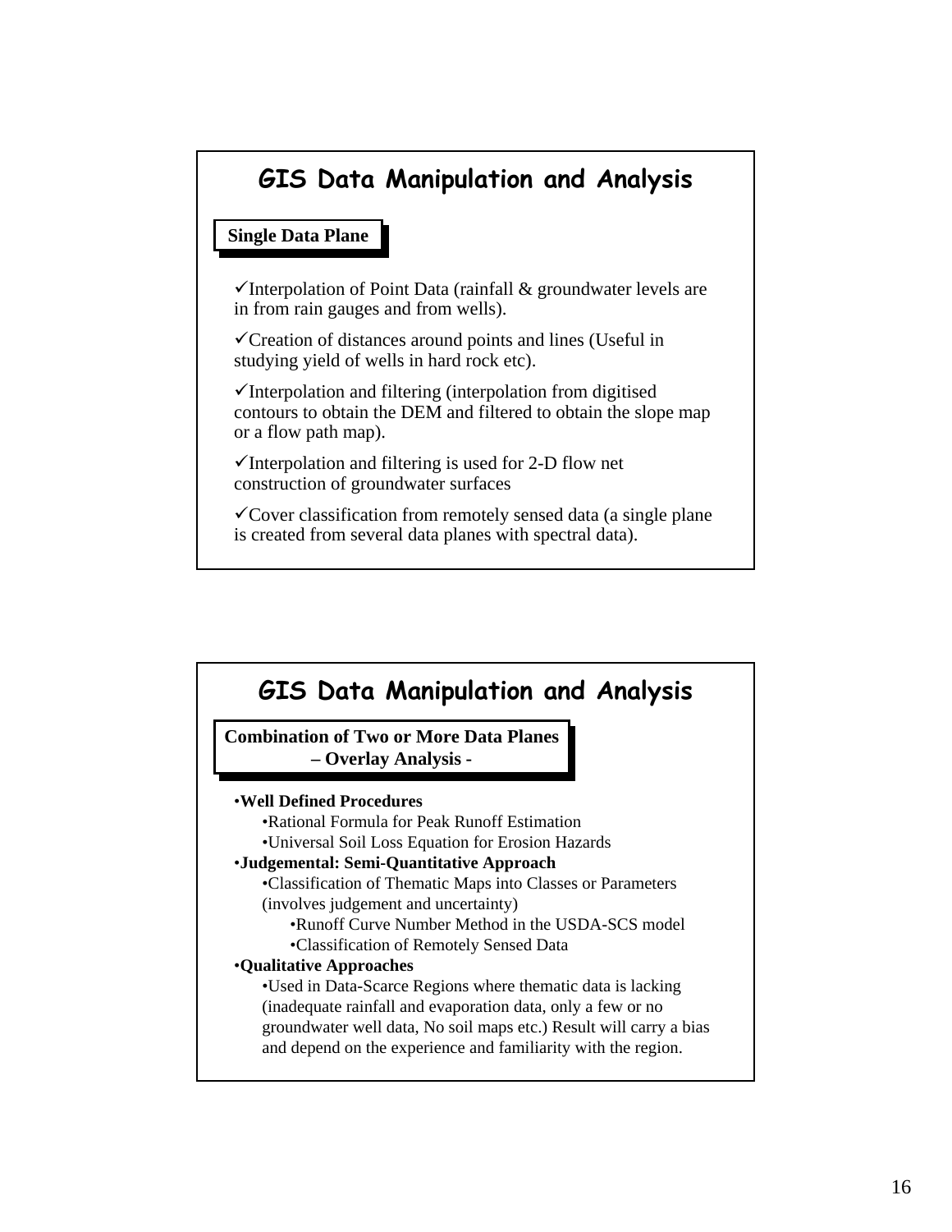## GIS Data Manipulation and Analysis

**Single Data Plane**

✓Interpolation of Point Data (rainfall & groundwater levels are in from rain gauges and from wells).

✓Creation of distances around points and lines (Useful in studying yield of wells in hard rock etc).

✓Interpolation and filtering (interpolation from digitised contours to obtain the DEM and filtered to obtain the slope map or a flow path map).

✓Interpolation and filtering is used for 2-D flow net construction of groundwater surfaces

✓Cover classification from remotely sensed data (a single plane is created from several data planes with spectral data).

## GIS Data Manipulation and Analysis

**Combination of Two or More Data Planes – Overlay Analysis -**

- **Well Defined Procedures**
  - Rational Formula for Peak Runoff Estimation
  - Universal Soil Loss Equation for Erosion Hazards
- **Judgemental: Semi-Quantitative Approach**
  - Classification of Thematic Maps into Classes or Parameters (involves judgement and uncertainty)
    - Runoff Curve Number Method in the USDA-SCS model
    - Classification of Remotely Sensed Data
- **Qualitative Approaches**
  - Used in Data-Scarce Regions where thematic data is lacking (inadequate rainfall and evaporation data, only a few or no groundwater well data, No soil maps etc.) Result will carry a bias and depend on the experience and familiarity with the region.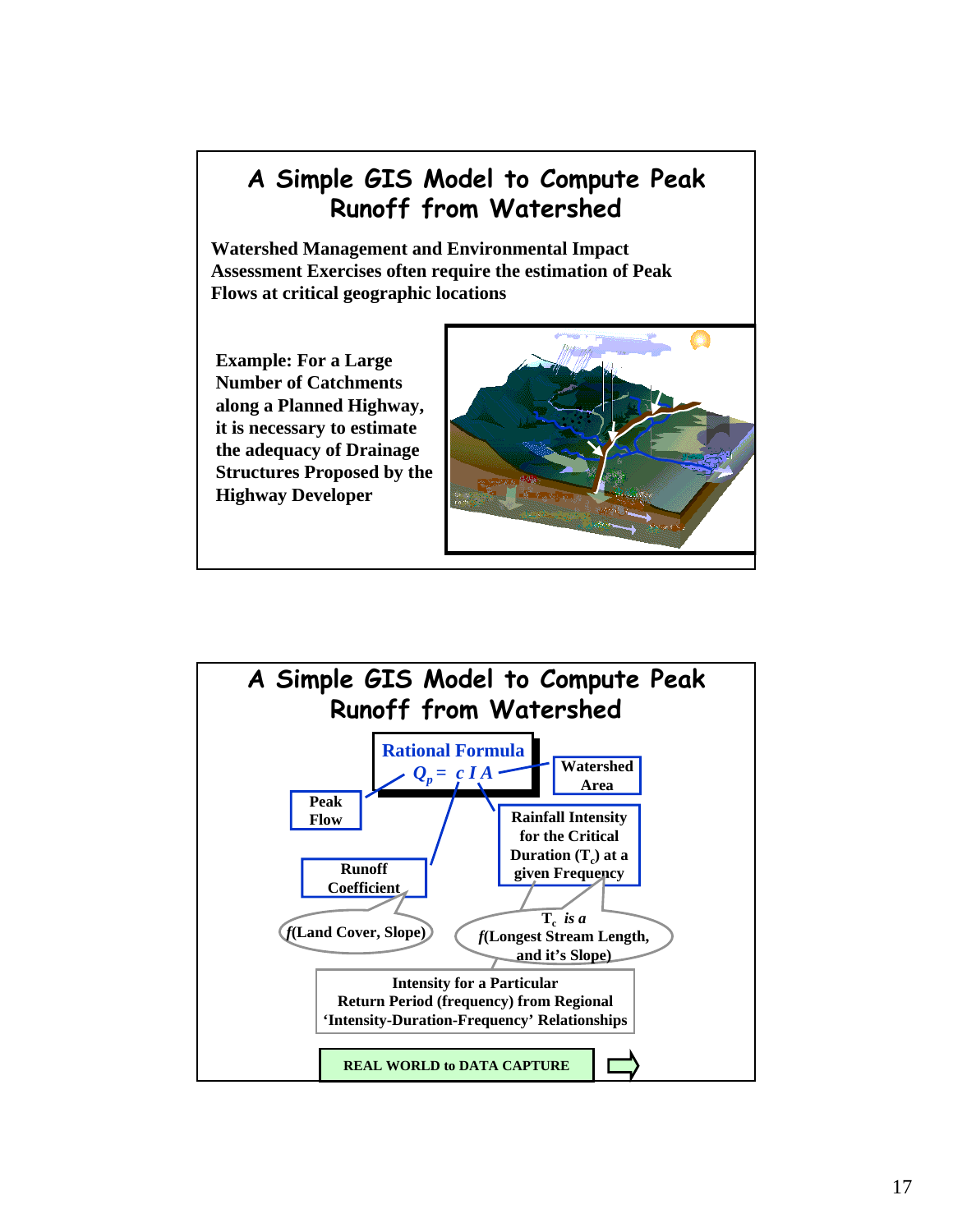## A Simple GIS Model to Compute Peak Runoff from Watershed

**Watershed Management and Environmental Impact Assessment Exercises often require the estimation of Peak Flows at critical geographic locations**

**Example: For a Large Number of Catchments along a Planned Highway, it is necessary to estimate the adequacy of Drainage Structures Proposed by the Highway Developer**

## A Simple GIS Model to Compute Peak Runoff from Watershed

**Rational Formula**

$$Q_p = c\,I\,A$$

- **Peak Flow** ($Q_p$)
- **Runoff Coefficient** ($c$) — *f*(Land Cover, Slope)
- **Rainfall Intensity for the Critical Duration ($T_c$) at a given Frequency** ($I$) — $T_c$ *is a f*(Longest Stream Length, and it's Slope)
- **Watershed Area** ($A$)

**Intensity for a Particular Return Period (frequency) from Regional 'Intensity-Duration-Frequency' Relationships**

**REAL WORLD to DATA CAPTURE**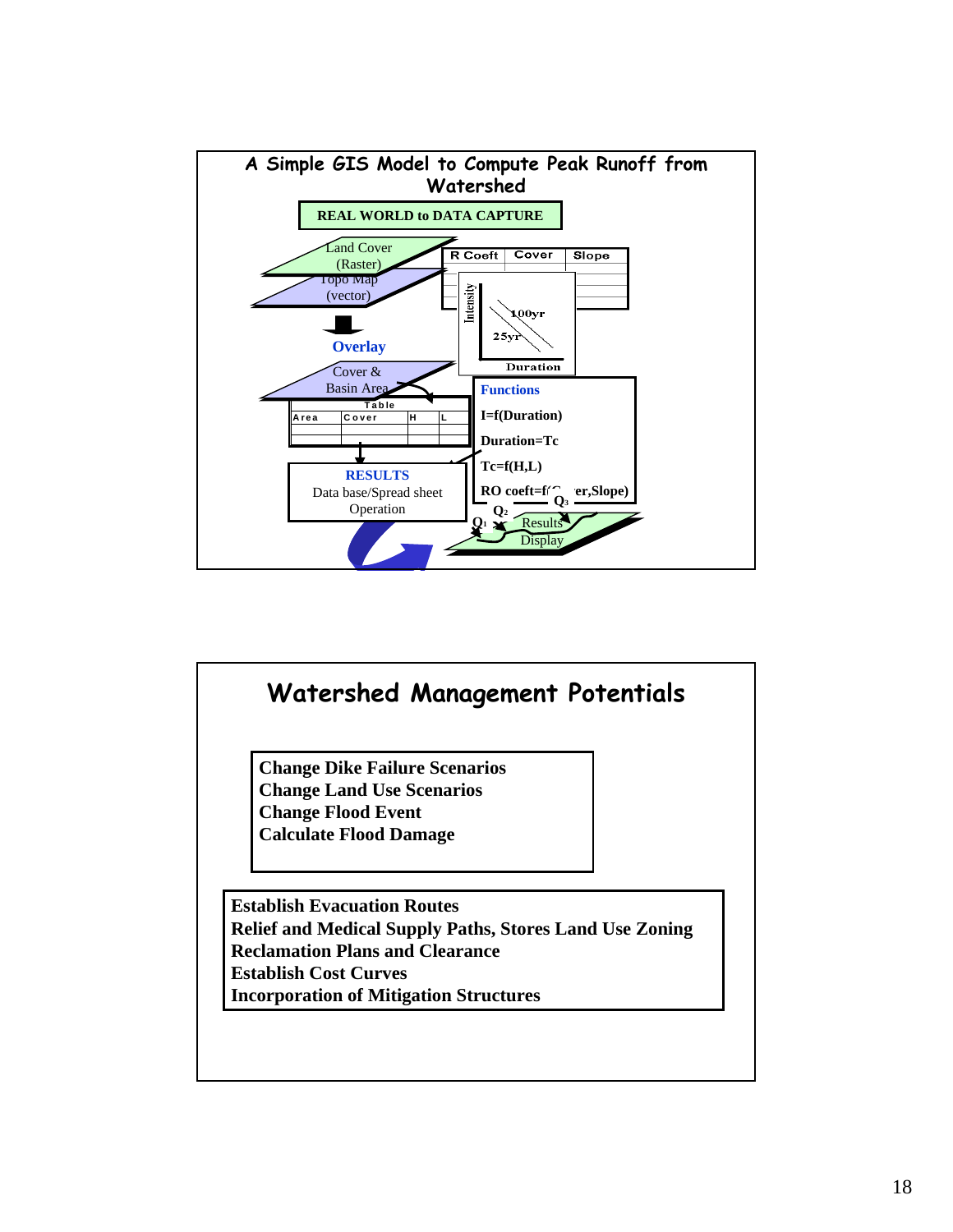## A Simple GIS Model to Compute Peak Runoff from Watershed

REAL WORLD to DATA CAPTURE

Land Cover (Raster)

Topo Map (vector)

Overlay

Cover & Basin Area

Table

| Area | Cover | H | L |
|---|---|---|---|
| | | | |
| | | | |

| R Coeft | Cover | Slope |
|---|---|---|
| | | |
| | | |

Intensity

100yr

25yr

Duration

**Functions**

I=f(Duration)

Duration=Tc

Tc=f(H,L)

RO coeft=f(Cover,Slope)

**RESULTS**

Data base/Spread sheet Operation

$Q_1$ $Q_2$ $Q_3$

Results Display

## Watershed Management Potentials

**Change Dike Failure Scenarios**
**Change Land Use Scenarios**
**Change Flood Event**
**Calculate Flood Damage**

**Establish Evacuation Routes**
**Relief and Medical Supply Paths, Stores Land Use Zoning**
**Reclamation Plans and Clearance**
**Establish Cost Curves**
**Incorporation of Mitigation Structures**